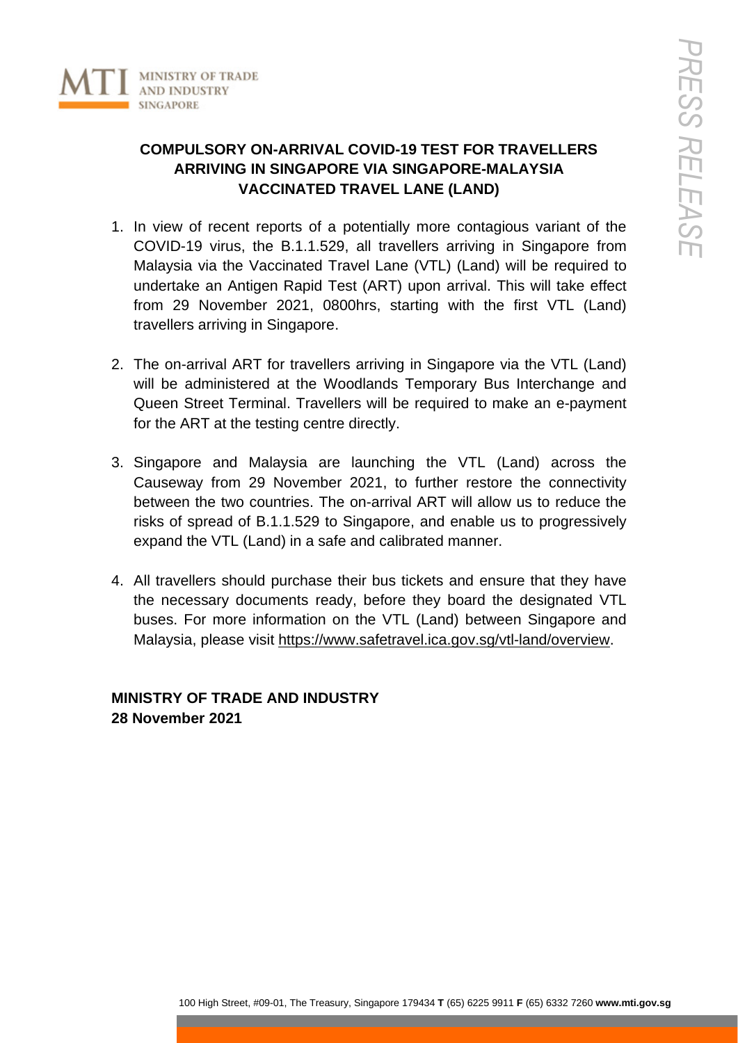MINISTRY OF TRADE AND INDUSTRY SINGAPORE

PRESS RELEASE

# COMPULSORY ON-ARRIVAL COVID-19 TEST FOR TRAVELLERS ARRIVING IN SINGAPORE VIA SINGAPORE-MALAYSIA VACCINATED TRAVEL LANE (LAND)

1. In view of recent reports of a potentially more contagious variant of the COVID-19 virus, the B.1.1.529, all travellers arriving in Singapore from Malaysia via the Vaccinated Travel Lane (VTL) (Land) will be required to undertake an Antigen Rapid Test (ART) upon arrival. This will take effect from 29 November 2021, 0800hrs, starting with the first VTL (Land) travellers arriving in Singapore.

2. The on-arrival ART for travellers arriving in Singapore via the VTL (Land) will be administered at the Woodlands Temporary Bus Interchange and Queen Street Terminal. Travellers will be required to make an e-payment for the ART at the testing centre directly.

3. Singapore and Malaysia are launching the VTL (Land) across the Causeway from 29 November 2021, to further restore the connectivity between the two countries. The on-arrival ART will allow us to reduce the risks of spread of B.1.1.529 to Singapore, and enable us to progressively expand the VTL (Land) in a safe and calibrated manner.

4. All travellers should purchase their bus tickets and ensure that they have the necessary documents ready, before they board the designated VTL buses. For more information on the VTL (Land) between Singapore and Malaysia, please visit https://www.safetravel.ica.gov.sg/vtl-land/overview.

**MINISTRY OF TRADE AND INDUSTRY**
**28 November 2021**

100 High Street, #09-01, The Treasury, Singapore 179434 **T** (65) 6225 9911 **F** (65) 6332 7260 **www.mti.gov.sg**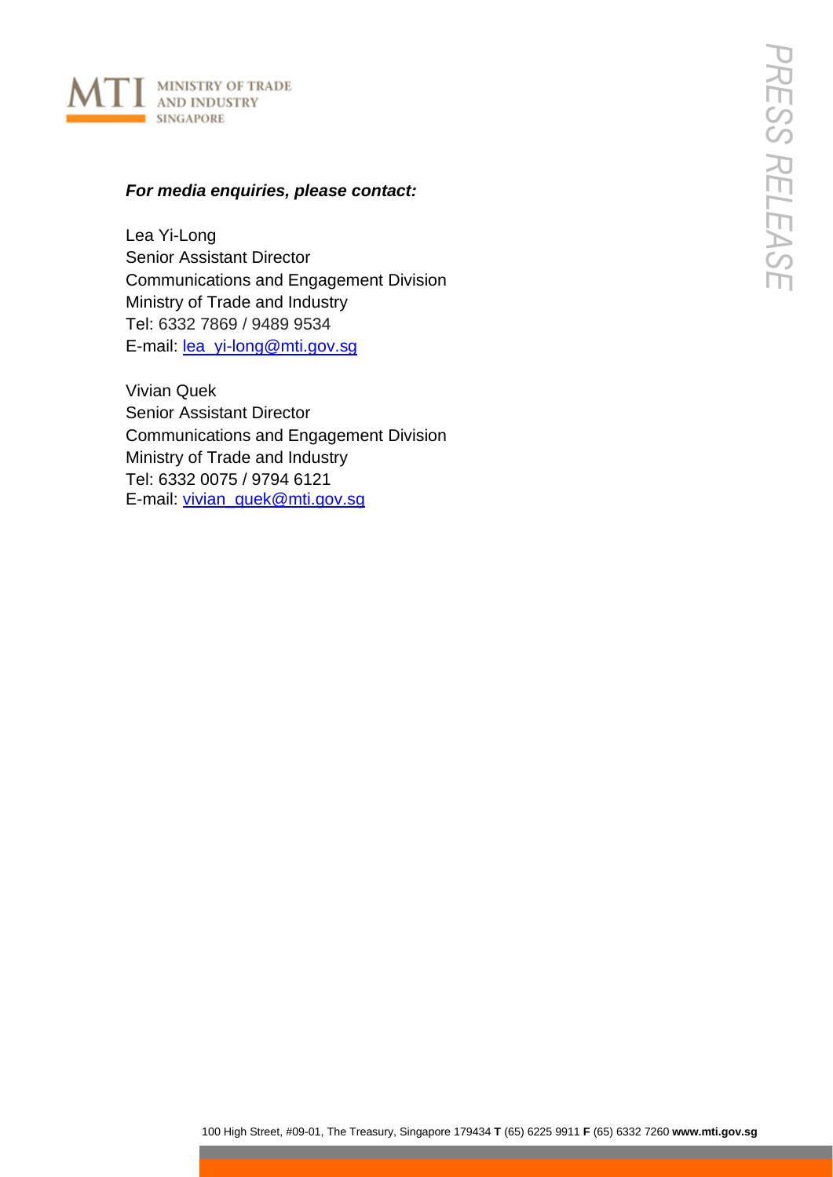***For media enquiries, please contact:***

Lea Yi-Long
Senior Assistant Director
Communications and Engagement Division
Ministry of Trade and Industry
Tel: 6332 7869 / 9489 9534
E-mail: lea_yi-long@mti.gov.sg

Vivian Quek
Senior Assistant Director
Communications and Engagement Division
Ministry of Trade and Industry
Tel: 6332 0075 / 9794 6121
E-mail: vivian_quek@mti.gov.sg